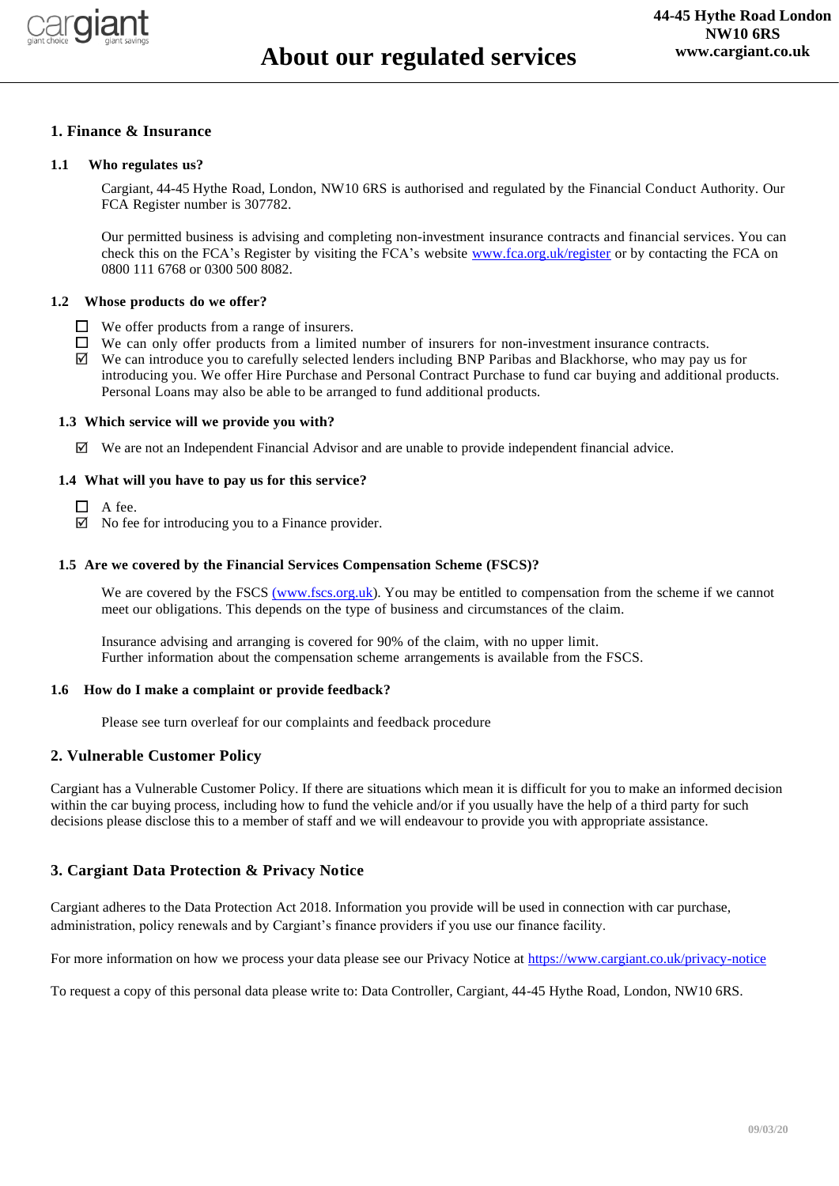cargiant
giant choice giant savings

44-45 Hythe Road London
NW10 6RS
www.cargiant.co.uk

# About our regulated services

## 1. Finance & Insurance

### 1.1 Who regulates us?

Cargiant, 44-45 Hythe Road, London, NW10 6RS is authorised and regulated by the Financial Conduct Authority. Our FCA Register number is 307782.

Our permitted business is advising and completing non-investment insurance contracts and financial services. You can check this on the FCA's Register by visiting the FCA's website [www.fca.org.uk/register](www.fca.org.uk/register) or by contacting the FCA on 0800 111 6768 or 0300 500 8082.

### 1.2 Whose products do we offer?

- ☐ We offer products from a range of insurers.
- ☐ We can only offer products from a limited number of insurers for non-investment insurance contracts.
- ☑ We can introduce you to carefully selected lenders including BNP Paribas and Blackhorse, who may pay us for introducing you. We offer Hire Purchase and Personal Contract Purchase to fund car buying and additional products. Personal Loans may also be able to be arranged to fund additional products.

### 1.3 Which service will we provide you with?

- ☑ We are not an Independent Financial Advisor and are unable to provide independent financial advice.

### 1.4 What will you have to pay us for this service?

- ☐ A fee.
- ☑ No fee for introducing you to a Finance provider.

### 1.5 Are we covered by the Financial Services Compensation Scheme (FSCS)?

We are covered by the FSCS [(www.fscs.org.uk)](www.fscs.org.uk). You may be entitled to compensation from the scheme if we cannot meet our obligations. This depends on the type of business and circumstances of the claim.

Insurance advising and arranging is covered for 90% of the claim, with no upper limit.
Further information about the compensation scheme arrangements is available from the FSCS.

### 1.6 How do I make a complaint or provide feedback?

Please see turn overleaf for our complaints and feedback procedure

## 2. Vulnerable Customer Policy

Cargiant has a Vulnerable Customer Policy. If there are situations which mean it is difficult for you to make an informed decision within the car buying process, including how to fund the vehicle and/or if you usually have the help of a third party for such decisions please disclose this to a member of staff and we will endeavour to provide you with appropriate assistance.

## 3. Cargiant Data Protection & Privacy Notice

Cargiant adheres to the Data Protection Act 2018. Information you provide will be used in connection with car purchase, administration, policy renewals and by Cargiant's finance providers if you use our finance facility.

For more information on how we process your data please see our Privacy Notice at [https://www.cargiant.co.uk/privacy-notice](https://www.cargiant.co.uk/privacy-notice)

To request a copy of this personal data please write to: Data Controller, Cargiant, 44-45 Hythe Road, London, NW10 6RS.

09/03/20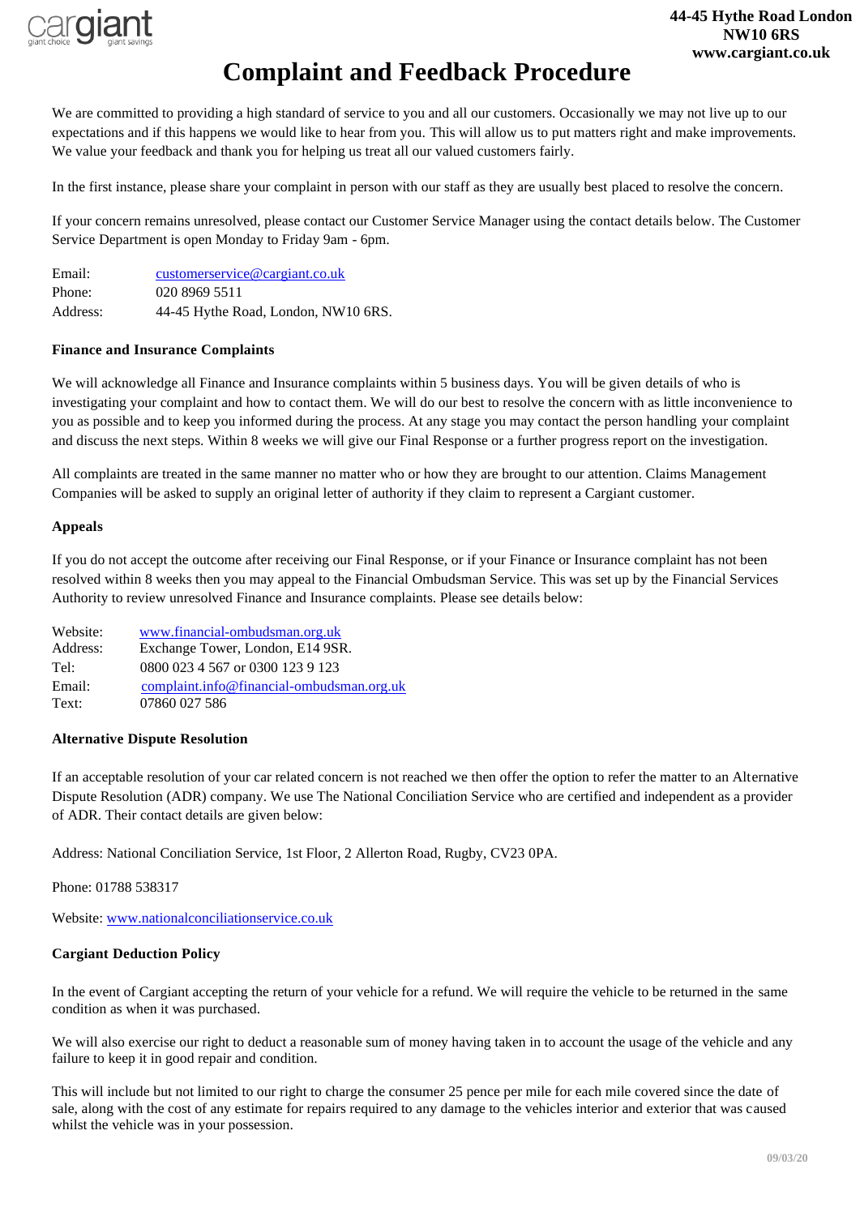44-45 Hythe Road London
NW10 6RS
www.cargiant.co.uk

# Complaint and Feedback Procedure

We are committed to providing a high standard of service to you and all our customers. Occasionally we may not live up to our expectations and if this happens we would like to hear from you. This will allow us to put matters right and make improvements. We value your feedback and thank you for helping us treat all our valued customers fairly.

In the first instance, please share your complaint in person with our staff as they are usually best placed to resolve the concern.

If your concern remains unresolved, please contact our Customer Service Manager using the contact details below. The Customer Service Department is open Monday to Friday 9am - 6pm.

| | |
|---|---|
| Email: | customerservice@cargiant.co.uk |
| Phone: | 020 8969 5511 |
| Address: | 44-45 Hythe Road, London, NW10 6RS. |

**Finance and Insurance Complaints**

We will acknowledge all Finance and Insurance complaints within 5 business days. You will be given details of who is investigating your complaint and how to contact them. We will do our best to resolve the concern with as little inconvenience to you as possible and to keep you informed during the process. At any stage you may contact the person handling your complaint and discuss the next steps. Within 8 weeks we will give our Final Response or a further progress report on the investigation.

All complaints are treated in the same manner no matter who or how they are brought to our attention. Claims Management Companies will be asked to supply an original letter of authority if they claim to represent a Cargiant customer.

**Appeals**

If you do not accept the outcome after receiving our Final Response, or if your Finance or Insurance complaint has not been resolved within 8 weeks then you may appeal to the Financial Ombudsman Service. This was set up by the Financial Services Authority to review unresolved Finance and Insurance complaints. Please see details below:

| | |
|---|---|
| Website: | www.financial-ombudsman.org.uk |
| Address: | Exchange Tower, London, E14 9SR. |
| Tel: | 0800 023 4 567 or 0300 123 9 123 |
| Email: | complaint.info@financial-ombudsman.org.uk |
| Text: | 07860 027 586 |

**Alternative Dispute Resolution**

If an acceptable resolution of your car related concern is not reached we then offer the option to refer the matter to an Alternative Dispute Resolution (ADR) company. We use The National Conciliation Service who are certified and independent as a provider of ADR. Their contact details are given below:

Address: National Conciliation Service, 1st Floor, 2 Allerton Road, Rugby, CV23 0PA.

Phone: 01788 538317

Website: www.nationalconciliationservice.co.uk

**Cargiant Deduction Policy**

In the event of Cargiant accepting the return of your vehicle for a refund. We will require the vehicle to be returned in the same condition as when it was purchased.

We will also exercise our right to deduct a reasonable sum of money having taken in to account the usage of the vehicle and any failure to keep it in good repair and condition.

This will include but not limited to our right to charge the consumer 25 pence per mile for each mile covered since the date of sale, along with the cost of any estimate for repairs required to any damage to the vehicles interior and exterior that was caused whilst the vehicle was in your possession.

09/03/20